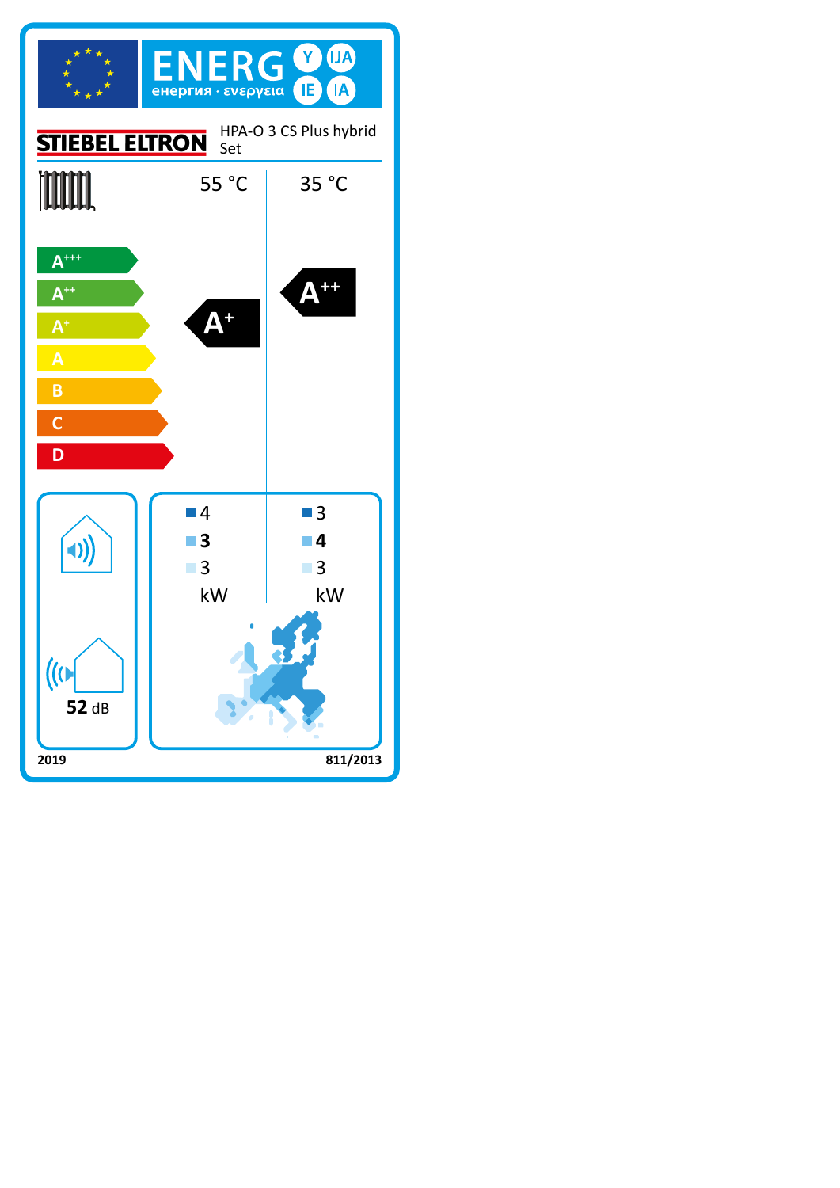# ENERG

енергия · ενεργεια

Y IJA IE IA

**STIEBEL ELTRON**

HPA-O 3 CS Plus hybrid Set

| | 55 °C | 35 °C |
|---|---|---|
| Energy class | A+ | A++ |

A+++
A++
A+
A
B
C
D

| | 55 °C | 35 °C |
|---|---|---|
| ■ | 4 | 3 |
| ■ | **3** | **4** |
| ■ | 3 | 3 |
| | kW | kW |

**52** dB

**2019** **811/2013**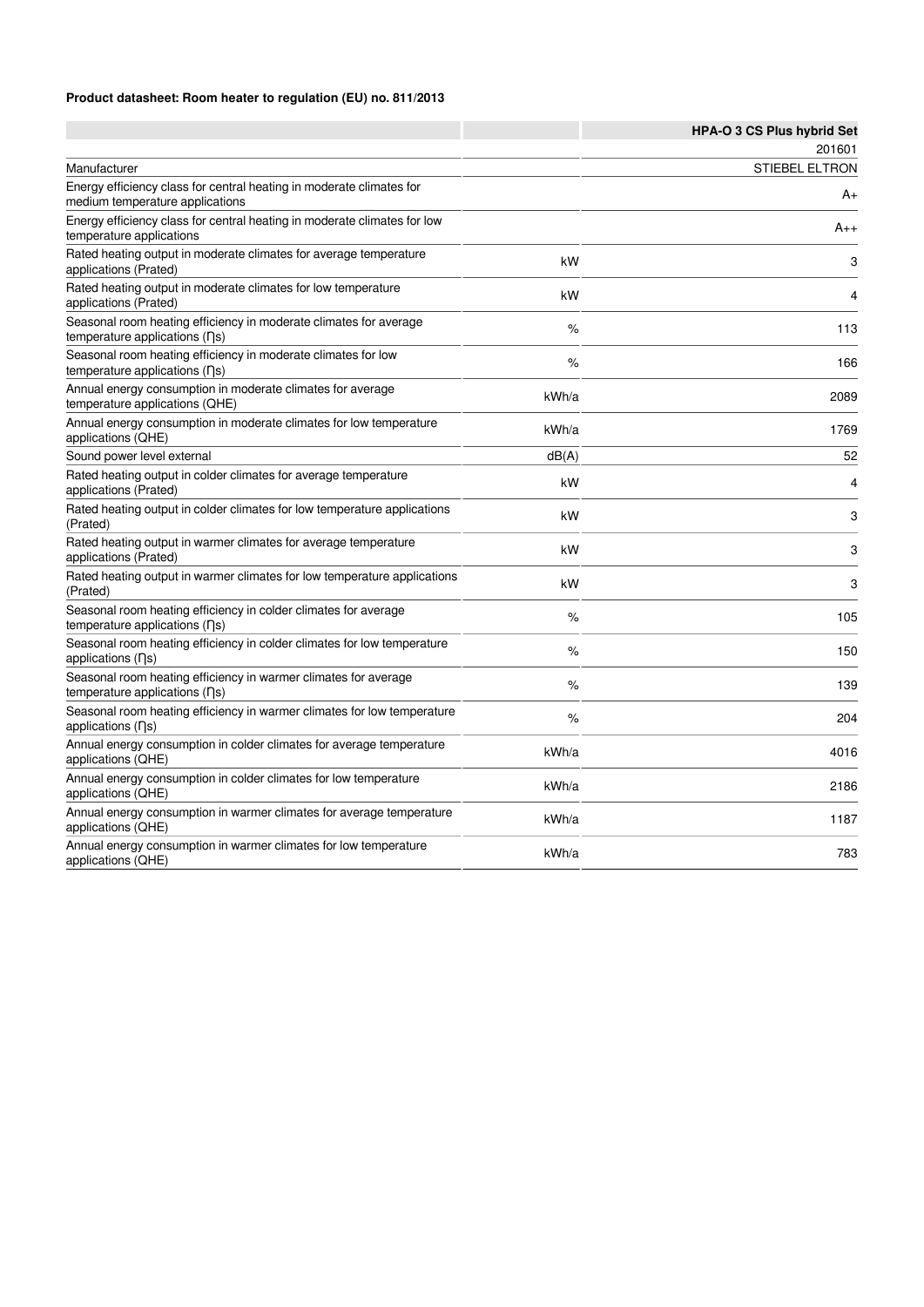**Product datasheet: Room heater to regulation (EU) no. 811/2013**

| | | HPA-O 3 CS Plus hybrid Set |
|---|---|---|
| | | 201601 |
| Manufacturer | | STIEBEL ELTRON |
| Energy efficiency class for central heating in moderate climates for medium temperature applications | | A+ |
| Energy efficiency class for central heating in moderate climates for low temperature applications | | A++ |
| Rated heating output in moderate climates for average temperature applications (Prated) | kW | 3 |
| Rated heating output in moderate climates for low temperature applications (Prated) | kW | 4 |
| Seasonal room heating efficiency in moderate climates for average temperature applications (Ƞs) | % | 113 |
| Seasonal room heating efficiency in moderate climates for low temperature applications (Ƞs) | % | 166 |
| Annual energy consumption in moderate climates for average temperature applications (QHE) | kWh/a | 2089 |
| Annual energy consumption in moderate climates for low temperature applications (QHE) | kWh/a | 1769 |
| Sound power level external | dB(A) | 52 |
| Rated heating output in colder climates for average temperature applications (Prated) | kW | 4 |
| Rated heating output in colder climates for low temperature applications (Prated) | kW | 3 |
| Rated heating output in warmer climates for average temperature applications (Prated) | kW | 3 |
| Rated heating output in warmer climates for low temperature applications (Prated) | kW | 3 |
| Seasonal room heating efficiency in colder climates for average temperature applications (Ƞs) | % | 105 |
| Seasonal room heating efficiency in colder climates for low temperature applications (Ƞs) | % | 150 |
| Seasonal room heating efficiency in warmer climates for average temperature applications (Ƞs) | % | 139 |
| Seasonal room heating efficiency in warmer climates for low temperature applications (Ƞs) | % | 204 |
| Annual energy consumption in colder climates for average temperature applications (QHE) | kWh/a | 4016 |
| Annual energy consumption in colder climates for low temperature applications (QHE) | kWh/a | 2186 |
| Annual energy consumption in warmer climates for average temperature applications (QHE) | kWh/a | 1187 |
| Annual energy consumption in warmer climates for low temperature applications (QHE) | kWh/a | 783 |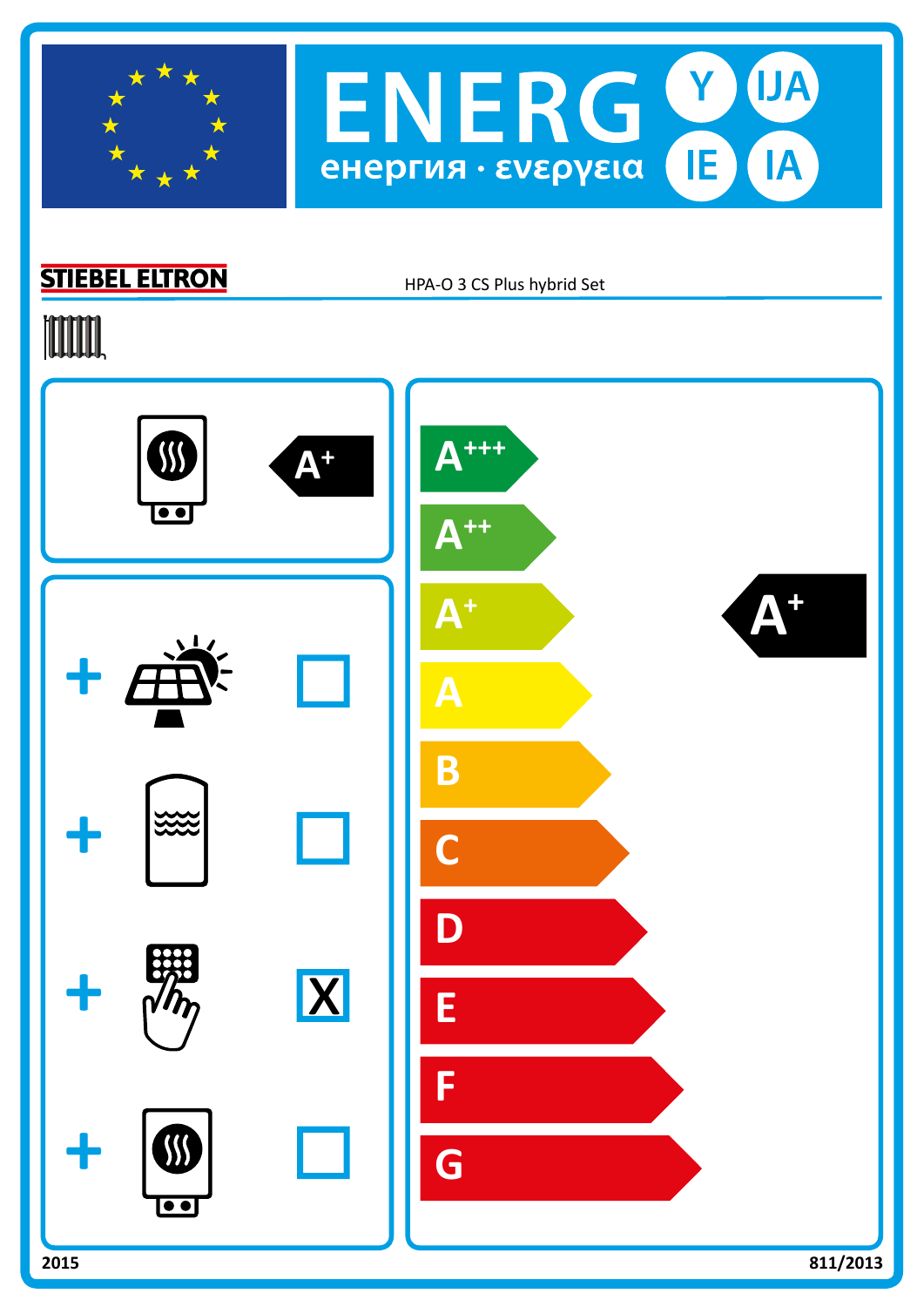# ENERG Y IJA IE IA

енергия · ενεργεια

**STIEBEL ELTRON** HPA-O 3 CS Plus hybrid Set

A+

| | |
|---|---|
| + | ☐ |
| + | ☐ |
| + | ☒ |
| + | ☐ |

A+++
A++
A+
A
B
C
D
E
F
G

**A+**

2015 811/2013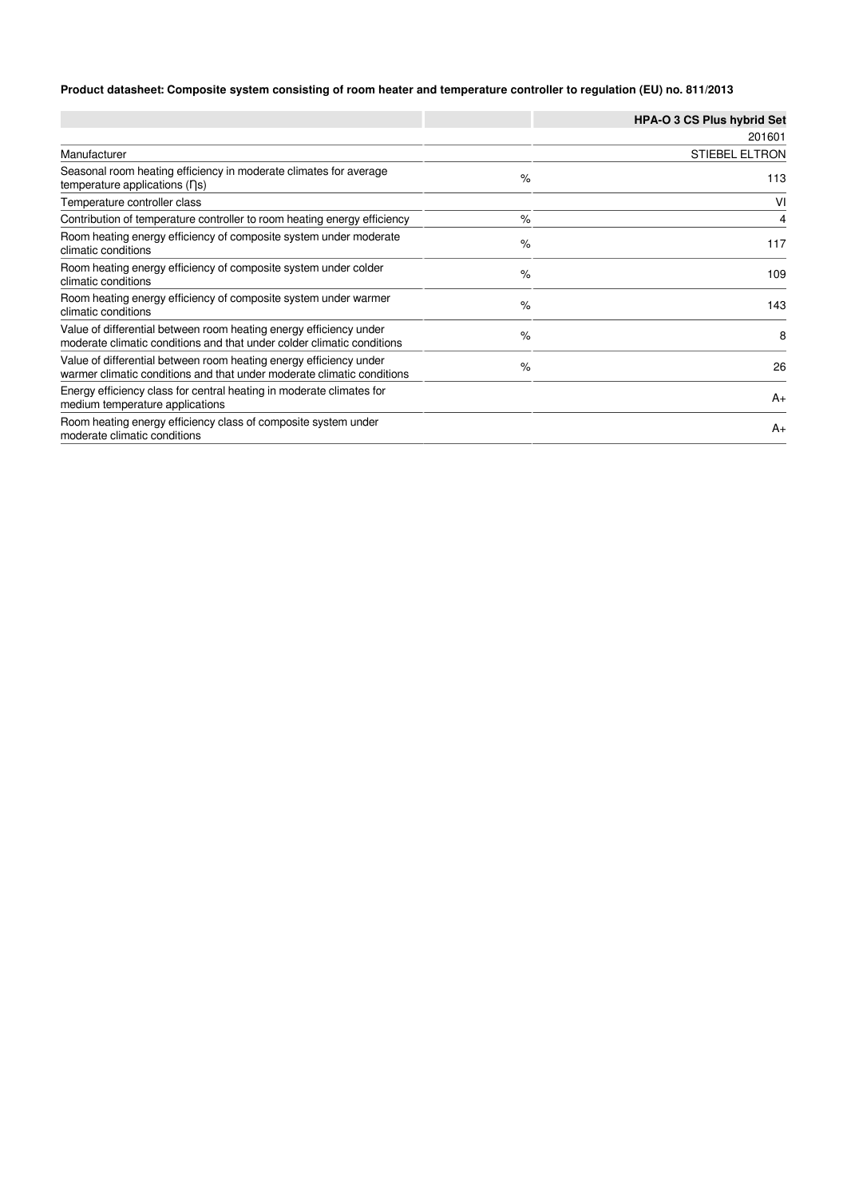**Product datasheet: Composite system consisting of room heater and temperature controller to regulation (EU) no. 811/2013**

| | | HPA-O 3 CS Plus hybrid Set |
|---|---|---|
| | | 201601 |
| Manufacturer | | STIEBEL ELTRON |
| Seasonal room heating efficiency in moderate climates for average temperature applications ($\eta_s$) | % | 113 |
| Temperature controller class | | VI |
| Contribution of temperature controller to room heating energy efficiency | % | 4 |
| Room heating energy efficiency of composite system under moderate climatic conditions | % | 117 |
| Room heating energy efficiency of composite system under colder climatic conditions | % | 109 |
| Room heating energy efficiency of composite system under warmer climatic conditions | % | 143 |
| Value of differential between room heating energy efficiency under moderate climatic conditions and that under colder climatic conditions | % | 8 |
| Value of differential between room heating energy efficiency under warmer climatic conditions and that under moderate climatic conditions | % | 26 |
| Energy efficiency class for central heating in moderate climates for medium temperature applications | | A+ |
| Room heating energy efficiency class of composite system under moderate climatic conditions | | A+ |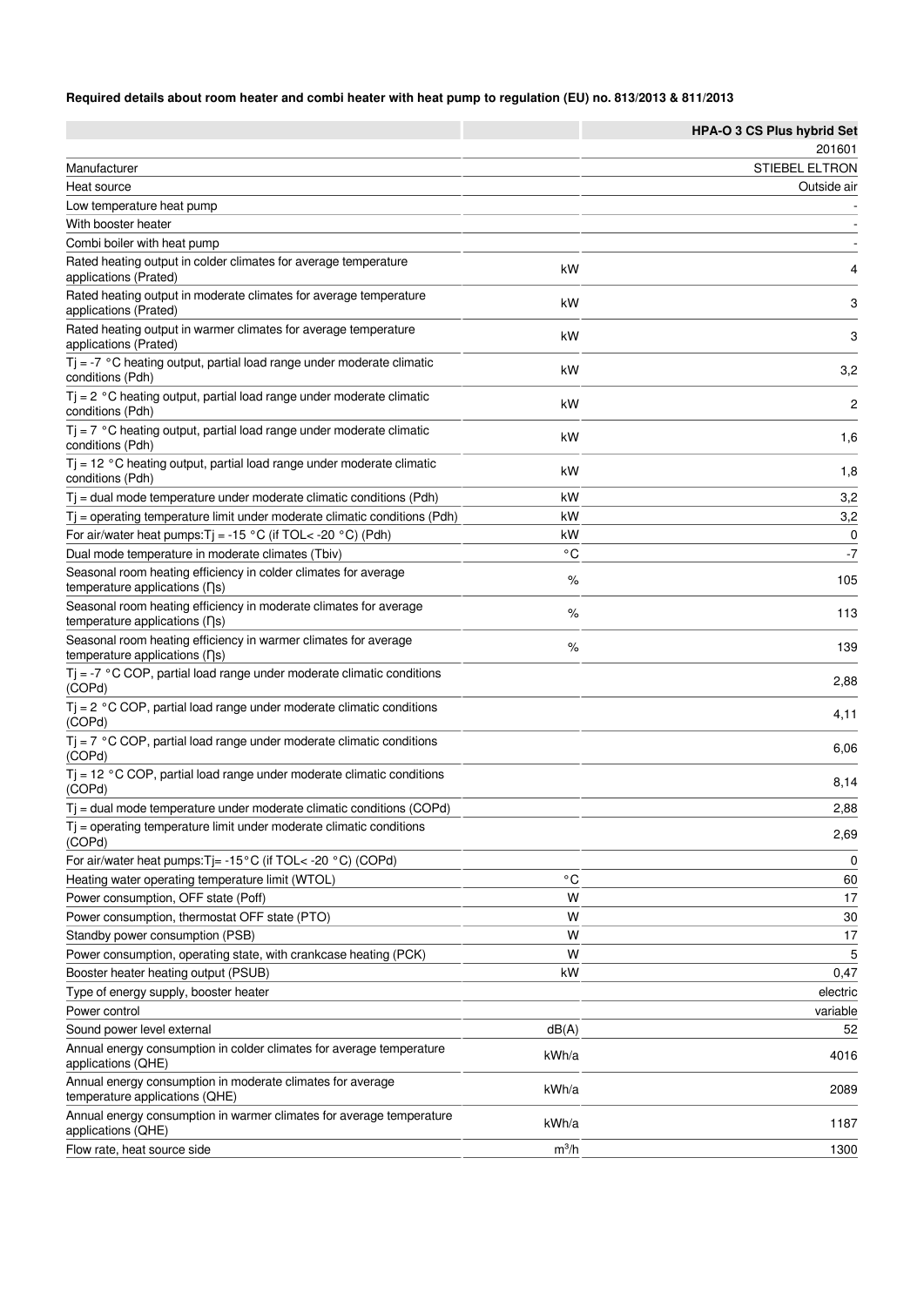**Required details about room heater and combi heater with heat pump to regulation (EU) no. 813/2013 & 811/2013**

| | | HPA-O 3 CS Plus hybrid Set |
|---|---|---|
| | | 201601 |
| Manufacturer | | STIEBEL ELTRON |
| Heat source | | Outside air |
| Low temperature heat pump | | - |
| With booster heater | | - |
| Combi boiler with heat pump | | - |
| Rated heating output in colder climates for average temperature applications (Prated) | kW | 4 |
| Rated heating output in moderate climates for average temperature applications (Prated) | kW | 3 |
| Rated heating output in warmer climates for average temperature applications (Prated) | kW | 3 |
| Tj = -7 °C heating output, partial load range under moderate climatic conditions (Pdh) | kW | 3,2 |
| Tj = 2 °C heating output, partial load range under moderate climatic conditions (Pdh) | kW | 2 |
| Tj = 7 °C heating output, partial load range under moderate climatic conditions (Pdh) | kW | 1,6 |
| Tj = 12 °C heating output, partial load range under moderate climatic conditions (Pdh) | kW | 1,8 |
| Tj = dual mode temperature under moderate climatic conditions (Pdh) | kW | 3,2 |
| Tj = operating temperature limit under moderate climatic conditions (Pdh) | kW | 3,2 |
| For air/water heat pumps:Tj = -15 °C (if TOL< -20 °C) (Pdh) | kW | 0 |
| Dual mode temperature in moderate climates (Tbiv) | °C | -7 |
| Seasonal room heating efficiency in colder climates for average temperature applications (ηs) | % | 105 |
| Seasonal room heating efficiency in moderate climates for average temperature applications (ηs) | % | 113 |
| Seasonal room heating efficiency in warmer climates for average temperature applications (ηs) | % | 139 |
| Tj = -7 °C COP, partial load range under moderate climatic conditions (COPd) | | 2,88 |
| Tj = 2 °C COP, partial load range under moderate climatic conditions (COPd) | | 4,11 |
| Tj = 7 °C COP, partial load range under moderate climatic conditions (COPd) | | 6,06 |
| Tj = 12 °C COP, partial load range under moderate climatic conditions (COPd) | | 8,14 |
| Tj = dual mode temperature under moderate climatic conditions (COPd) | | 2,88 |
| Tj = operating temperature limit under moderate climatic conditions (COPd) | | 2,69 |
| For air/water heat pumps:Tj= -15°C (if TOL< -20 °C) (COPd) | | 0 |
| Heating water operating temperature limit (WTOL) | °C | 60 |
| Power consumption, OFF state (Poff) | W | 17 |
| Power consumption, thermostat OFF state (PTO) | W | 30 |
| Standby power consumption (PSB) | W | 17 |
| Power consumption, operating state, with crankcase heating (PCK) | W | 5 |
| Booster heater heating output (PSUB) | kW | 0,47 |
| Type of energy supply, booster heater | | electric |
| Power control | | variable |
| Sound power level external | dB(A) | 52 |
| Annual energy consumption in colder climates for average temperature applications (QHE) | kWh/a | 4016 |
| Annual energy consumption in moderate climates for average temperature applications (QHE) | kWh/a | 2089 |
| Annual energy consumption in warmer climates for average temperature applications (QHE) | kWh/a | 1187 |
| Flow rate, heat source side | $m^3/h$ | 1300 |